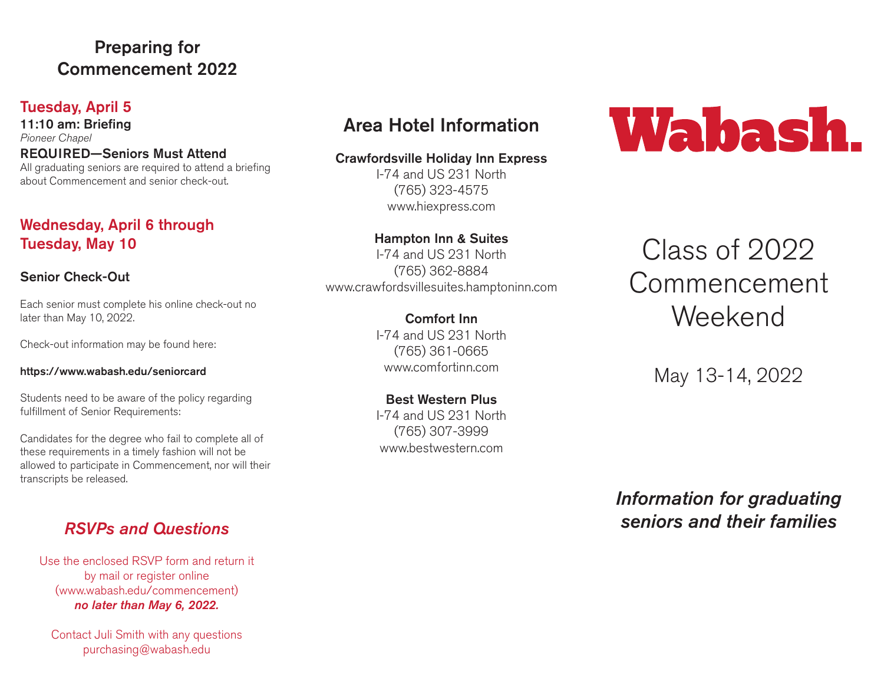## Preparing for Commencement 2022

### Tuesday, April 5

**11:10 am: Briefing**
*Pioneer Chapel*

**REQUIRED—Seniors Must Attend**
All graduating seniors are required to attend a briefing about Commencement and senior check-out.

### Wednesday, April 6 through Tuesday, May 10

**Senior Check-Out**

Each senior must complete his online check-out no later than May 10, 2022.

Check-out information may be found here:

**https://www.wabash.edu/seniorcard**

Students need to be aware of the policy regarding fulfillment of Senior Requirements:

Candidates for the degree who fail to complete all of these requirements in a timely fashion will not be allowed to participate in Commencement, nor will their transcripts be released.

### *RSVPs and Questions*

Use the enclosed RSVP form and return it by mail or register online (www.wabash.edu/commencement) ***no later than May 6, 2022.***

Contact Juli Smith with any questions
purchasing@wabash.edu

## Area Hotel Information

**Crawfordsville Holiday Inn Express**
I-74 and US 231 North
(765) 323-4575
www.hiexpress.com

**Hampton Inn & Suites**
I-74 and US 231 North
(765) 362-8884
www.crawfordsvillesuites.hamptoninn.com

**Comfort Inn**
I-74 and US 231 North
(765) 361-0665
www.comfortinn.com

**Best Western Plus**
I-74 and US 231 North
(765) 307-3999
www.bestwestern.com

# Wabash.

# Class of 2022 Commencement Weekend

May 13-14, 2022

***Information for graduating seniors and their families***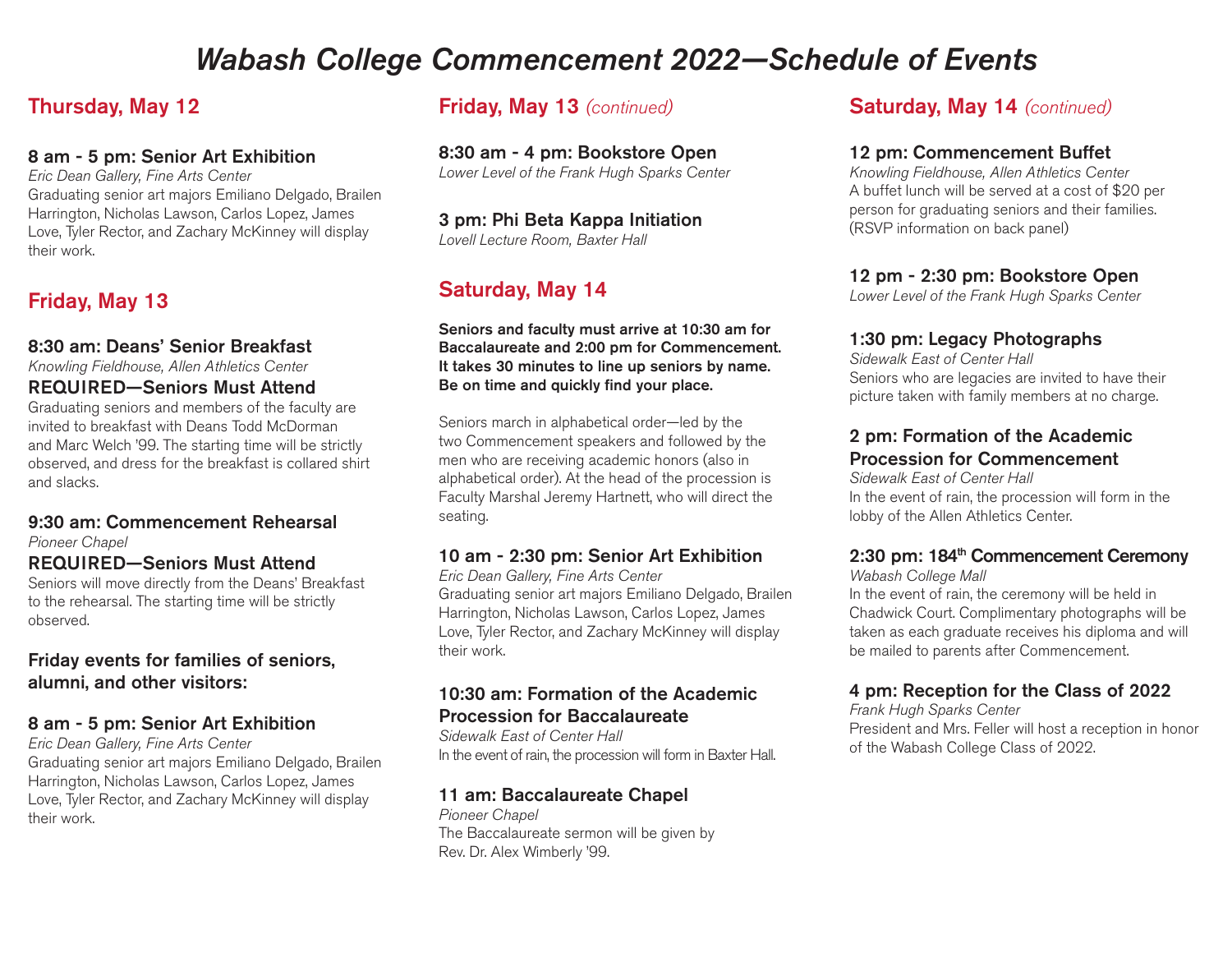# *Wabash College Commencement 2022—Schedule of Events*

## Thursday, May 12

### 8 am - 5 pm: Senior Art Exhibition

*Eric Dean Gallery, Fine Arts Center*

Graduating senior art majors Emiliano Delgado, Brailen Harrington, Nicholas Lawson, Carlos Lopez, James Love, Tyler Rector, and Zachary McKinney will display their work.

## Friday, May 13

### 8:30 am: Deans' Senior Breakfast

*Knowling Fieldhouse, Allen Athletics Center*

**REQUIRED—Seniors Must Attend**

Graduating seniors and members of the faculty are invited to breakfast with Deans Todd McDorman and Marc Welch '99. The starting time will be strictly observed, and dress for the breakfast is collared shirt and slacks.

### 9:30 am: Commencement Rehearsal

*Pioneer Chapel*

**REQUIRED—Seniors Must Attend**

Seniors will move directly from the Deans' Breakfast to the rehearsal. The starting time will be strictly observed.

**Friday events for families of seniors, alumni, and other visitors:**

### 8 am - 5 pm: Senior Art Exhibition

*Eric Dean Gallery, Fine Arts Center*

Graduating senior art majors Emiliano Delgado, Brailen Harrington, Nicholas Lawson, Carlos Lopez, James Love, Tyler Rector, and Zachary McKinney will display their work.

## Friday, May 13 *(continued)*

### 8:30 am - 4 pm: Bookstore Open

*Lower Level of the Frank Hugh Sparks Center*

### 3 pm: Phi Beta Kappa Initiation

*Lovell Lecture Room, Baxter Hall*

## Saturday, May 14

**Seniors and faculty must arrive at 10:30 am for Baccalaureate and 2:00 pm for Commencement. It takes 30 minutes to line up seniors by name. Be on time and quickly find your place.**

Seniors march in alphabetical order—led by the two Commencement speakers and followed by the men who are receiving academic honors (also in alphabetical order). At the head of the procession is Faculty Marshal Jeremy Hartnett, who will direct the seating.

### 10 am - 2:30 pm: Senior Art Exhibition

*Eric Dean Gallery, Fine Arts Center*

Graduating senior art majors Emiliano Delgado, Brailen Harrington, Nicholas Lawson, Carlos Lopez, James Love, Tyler Rector, and Zachary McKinney will display their work.

### 10:30 am: Formation of the Academic Procession for Baccalaureate

*Sidewalk East of Center Hall*

In the event of rain, the procession will form in Baxter Hall.

### 11 am: Baccalaureate Chapel

*Pioneer Chapel*

The Baccalaureate sermon will be given by Rev. Dr. Alex Wimberly '99.

## Saturday, May 14 *(continued)*

### 12 pm: Commencement Buffet

*Knowling Fieldhouse, Allen Athletics Center*

A buffet lunch will be served at a cost of $20 per person for graduating seniors and their families. (RSVP information on back panel)

### 12 pm - 2:30 pm: Bookstore Open

*Lower Level of the Frank Hugh Sparks Center*

### 1:30 pm: Legacy Photographs

*Sidewalk East of Center Hall*

Seniors who are legacies are invited to have their picture taken with family members at no charge.

### 2 pm: Formation of the Academic Procession for Commencement

*Sidewalk East of Center Hall*

In the event of rain, the procession will form in the lobby of the Allen Athletics Center.

### 2:30 pm: 184th Commencement Ceremony

*Wabash College Mall*

In the event of rain, the ceremony will be held in Chadwick Court. Complimentary photographs will be taken as each graduate receives his diploma and will be mailed to parents after Commencement.

### 4 pm: Reception for the Class of 2022

*Frank Hugh Sparks Center*

President and Mrs. Feller will host a reception in honor of the Wabash College Class of 2022.